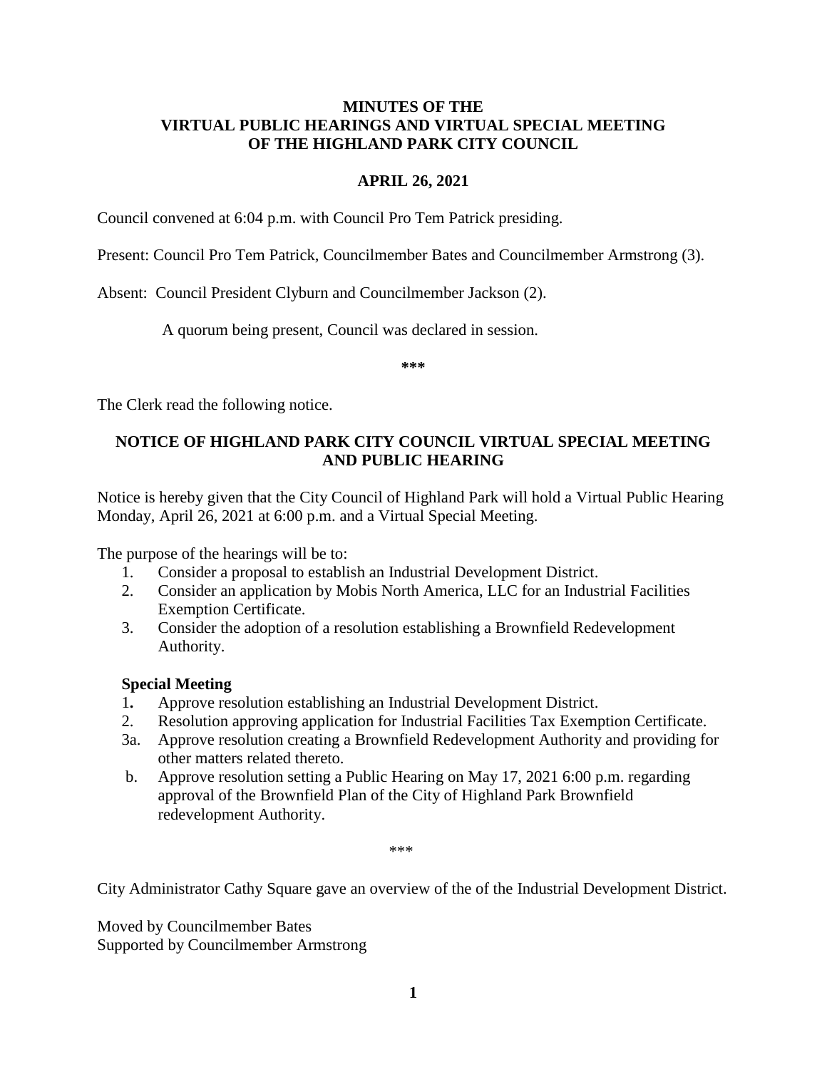# MINUTES OF THE VIRTUAL PUBLIC HEARINGS AND VIRTUAL SPECIAL MEETING OF THE HIGHLAND PARK CITY COUNCIL

## APRIL 26, 2021

Council convened at 6:04 p.m. with Council Pro Tem Patrick presiding.

Present: Council Pro Tem Patrick, Councilmember Bates and Councilmember Armstrong (3).

Absent: Council President Clyburn and Councilmember Jackson (2).

A quorum being present, Council was declared in session.

**\*\*\***

The Clerk read the following notice.

## NOTICE OF HIGHLAND PARK CITY COUNCIL VIRTUAL SPECIAL MEETING AND PUBLIC HEARING

Notice is hereby given that the City Council of Highland Park will hold a Virtual Public Hearing Monday, April 26, 2021 at 6:00 p.m. and a Virtual Special Meeting.

The purpose of the hearings will be to:

1. Consider a proposal to establish an Industrial Development District.
2. Consider an application by Mobis North America, LLC for an Industrial Facilities Exemption Certificate.
3. Consider the adoption of a resolution establishing a Brownfield Redevelopment Authority.

**Special Meeting**

1. Approve resolution establishing an Industrial Development District.
2. Resolution approving application for Industrial Facilities Tax Exemption Certificate.

3a. Approve resolution creating a Brownfield Redevelopment Authority and providing for other matters related thereto.

b. Approve resolution setting a Public Hearing on May 17, 2021 6:00 p.m. regarding approval of the Brownfield Plan of the City of Highland Park Brownfield redevelopment Authority.

\*\*\*

City Administrator Cathy Square gave an overview of the of the Industrial Development District.

Moved by Councilmember Bates
Supported by Councilmember Armstrong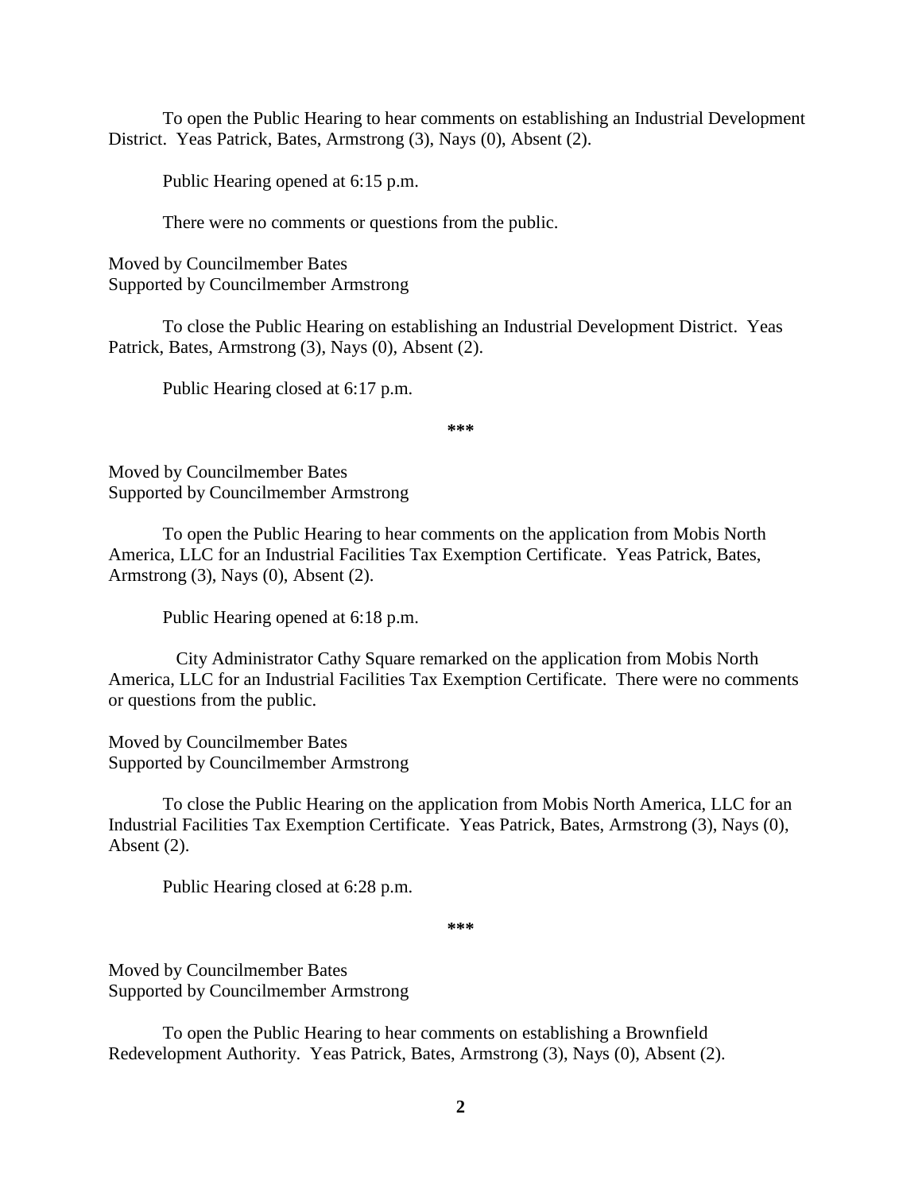To open the Public Hearing to hear comments on establishing an Industrial Development District. Yeas Patrick, Bates, Armstrong (3), Nays (0), Absent (2).

Public Hearing opened at 6:15 p.m.

There were no comments or questions from the public.

Moved by Councilmember Bates
Supported by Councilmember Armstrong

To close the Public Hearing on establishing an Industrial Development District. Yeas Patrick, Bates, Armstrong (3), Nays (0), Absent (2).

Public Hearing closed at 6:17 p.m.

**\*\*\***

Moved by Councilmember Bates
Supported by Councilmember Armstrong

To open the Public Hearing to hear comments on the application from Mobis North America, LLC for an Industrial Facilities Tax Exemption Certificate. Yeas Patrick, Bates, Armstrong (3), Nays (0), Absent (2).

Public Hearing opened at 6:18 p.m.

City Administrator Cathy Square remarked on the application from Mobis North America, LLC for an Industrial Facilities Tax Exemption Certificate. There were no comments or questions from the public.

Moved by Councilmember Bates
Supported by Councilmember Armstrong

To close the Public Hearing on the application from Mobis North America, LLC for an Industrial Facilities Tax Exemption Certificate. Yeas Patrick, Bates, Armstrong (3), Nays (0), Absent (2).

Public Hearing closed at 6:28 p.m.

**\*\*\***

Moved by Councilmember Bates
Supported by Councilmember Armstrong

To open the Public Hearing to hear comments on establishing a Brownfield Redevelopment Authority. Yeas Patrick, Bates, Armstrong (3), Nays (0), Absent (2).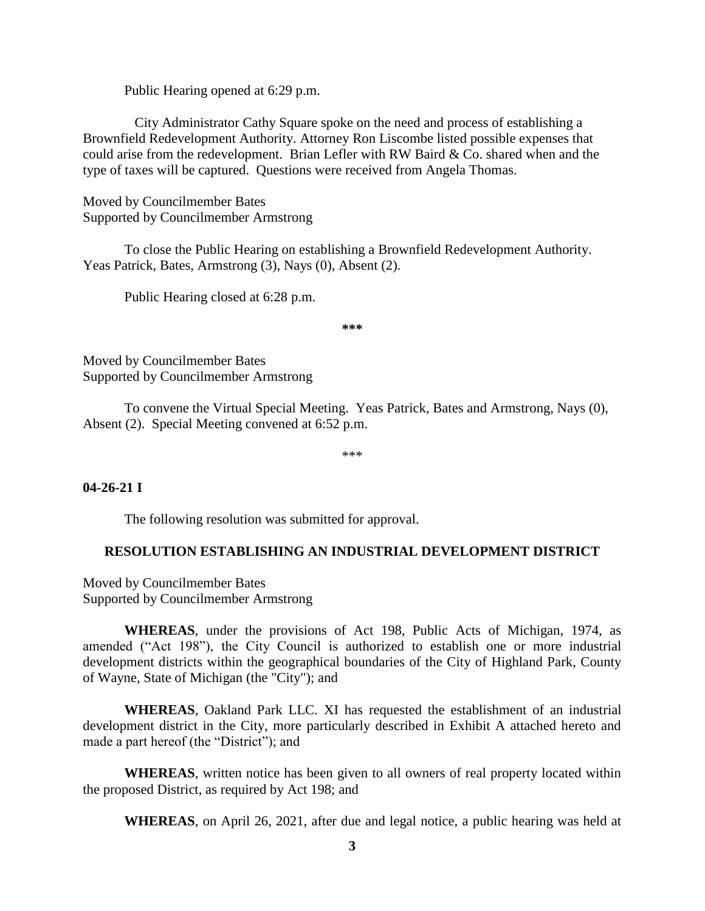Public Hearing opened at 6:29 p.m.

City Administrator Cathy Square spoke on the need and process of establishing a Brownfield Redevelopment Authority. Attorney Ron Liscombe listed possible expenses that could arise from the redevelopment. Brian Lefler with RW Baird & Co. shared when and the type of taxes will be captured. Questions were received from Angela Thomas.

Moved by Councilmember Bates
Supported by Councilmember Armstrong

To close the Public Hearing on establishing a Brownfield Redevelopment Authority. Yeas Patrick, Bates, Armstrong (3), Nays (0), Absent (2).

Public Hearing closed at 6:28 p.m.

***

Moved by Councilmember Bates
Supported by Councilmember Armstrong

To convene the Virtual Special Meeting. Yeas Patrick, Bates and Armstrong, Nays (0), Absent (2). Special Meeting convened at 6:52 p.m.

***

**04-26-21 I**

The following resolution was submitted for approval.

## RESOLUTION ESTABLISHING AN INDUSTRIAL DEVELOPMENT DISTRICT

Moved by Councilmember Bates
Supported by Councilmember Armstrong

**WHEREAS**, under the provisions of Act 198, Public Acts of Michigan, 1974, as amended ("Act 198"), the City Council is authorized to establish one or more industrial development districts within the geographical boundaries of the City of Highland Park, County of Wayne, State of Michigan (the "City"); and

**WHEREAS**, Oakland Park LLC. XI has requested the establishment of an industrial development district in the City, more particularly described in Exhibit A attached hereto and made a part hereof (the "District"); and

**WHEREAS**, written notice has been given to all owners of real property located within the proposed District, as required by Act 198; and

**WHEREAS**, on April 26, 2021, after due and legal notice, a public hearing was held at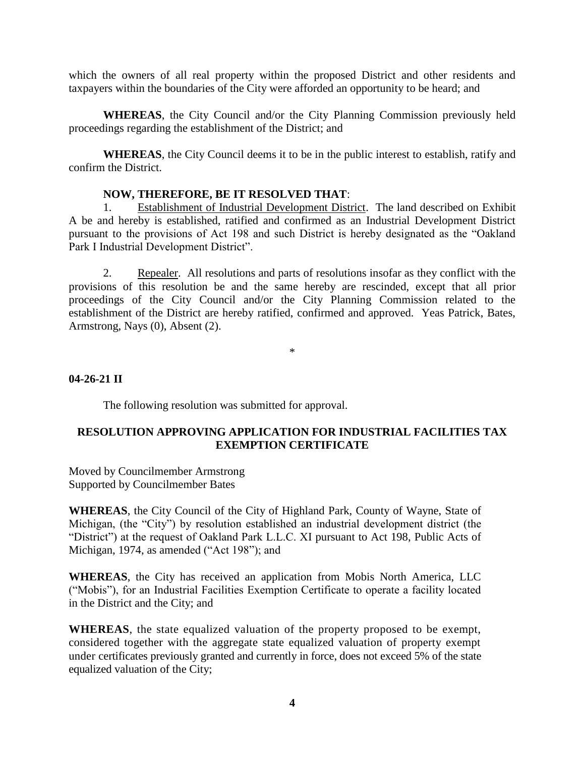which the owners of all real property within the proposed District and other residents and taxpayers within the boundaries of the City were afforded an opportunity to be heard; and

**WHEREAS**, the City Council and/or the City Planning Commission previously held proceedings regarding the establishment of the District; and

**WHEREAS**, the City Council deems it to be in the public interest to establish, ratify and confirm the District.

**NOW, THEREFORE, BE IT RESOLVED THAT**:

1. Establishment of Industrial Development District. The land described on Exhibit A be and hereby is established, ratified and confirmed as an Industrial Development District pursuant to the provisions of Act 198 and such District is hereby designated as the "Oakland Park I Industrial Development District".

2. Repealer. All resolutions and parts of resolutions insofar as they conflict with the provisions of this resolution be and the same hereby are rescinded, except that all prior proceedings of the City Council and/or the City Planning Commission related to the establishment of the District are hereby ratified, confirmed and approved. Yeas Patrick, Bates, Armstrong, Nays (0), Absent (2).

*

**04-26-21 II**

The following resolution was submitted for approval.

**RESOLUTION APPROVING APPLICATION FOR INDUSTRIAL FACILITIES TAX EXEMPTION CERTIFICATE**

Moved by Councilmember Armstrong
Supported by Councilmember Bates

**WHEREAS**, the City Council of the City of Highland Park, County of Wayne, State of Michigan, (the "City") by resolution established an industrial development district (the "District") at the request of Oakland Park L.L.C. XI pursuant to Act 198, Public Acts of Michigan, 1974, as amended ("Act 198"); and

**WHEREAS**, the City has received an application from Mobis North America, LLC ("Mobis"), for an Industrial Facilities Exemption Certificate to operate a facility located in the District and the City; and

**WHEREAS**, the state equalized valuation of the property proposed to be exempt, considered together with the aggregate state equalized valuation of property exempt under certificates previously granted and currently in force, does not exceed 5% of the state equalized valuation of the City;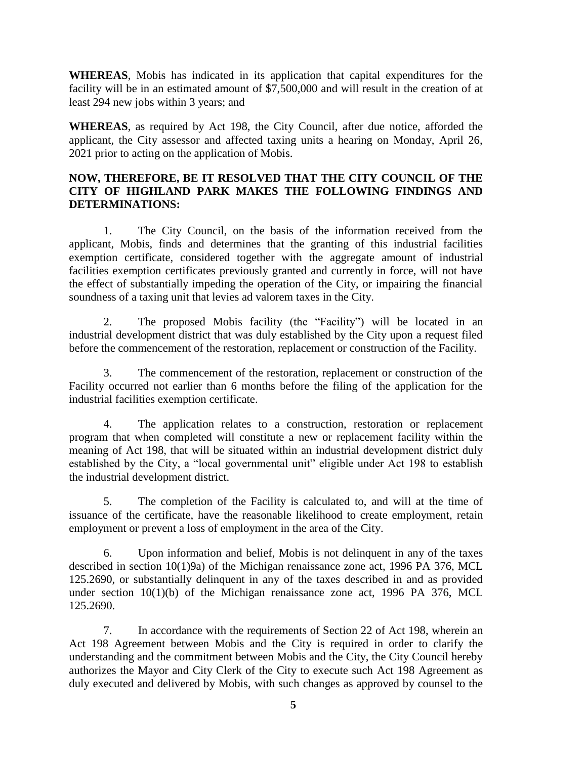**WHEREAS**, Mobis has indicated in its application that capital expenditures for the facility will be in an estimated amount of $7,500,000 and will result in the creation of at least 294 new jobs within 3 years; and

**WHEREAS**, as required by Act 198, the City Council, after due notice, afforded the applicant, the City assessor and affected taxing units a hearing on Monday, April 26, 2021 prior to acting on the application of Mobis.

**NOW, THEREFORE, BE IT RESOLVED THAT THE CITY COUNCIL OF THE CITY OF HIGHLAND PARK MAKES THE FOLLOWING FINDINGS AND DETERMINATIONS:**

1. The City Council, on the basis of the information received from the applicant, Mobis, finds and determines that the granting of this industrial facilities exemption certificate, considered together with the aggregate amount of industrial facilities exemption certificates previously granted and currently in force, will not have the effect of substantially impeding the operation of the City, or impairing the financial soundness of a taxing unit that levies ad valorem taxes in the City.

2. The proposed Mobis facility (the "Facility") will be located in an industrial development district that was duly established by the City upon a request filed before the commencement of the restoration, replacement or construction of the Facility.

3. The commencement of the restoration, replacement or construction of the Facility occurred not earlier than 6 months before the filing of the application for the industrial facilities exemption certificate.

4. The application relates to a construction, restoration or replacement program that when completed will constitute a new or replacement facility within the meaning of Act 198, that will be situated within an industrial development district duly established by the City, a "local governmental unit" eligible under Act 198 to establish the industrial development district.

5. The completion of the Facility is calculated to, and will at the time of issuance of the certificate, have the reasonable likelihood to create employment, retain employment or prevent a loss of employment in the area of the City.

6. Upon information and belief, Mobis is not delinquent in any of the taxes described in section 10(1)9a) of the Michigan renaissance zone act, 1996 PA 376, MCL 125.2690, or substantially delinquent in any of the taxes described in and as provided under section 10(1)(b) of the Michigan renaissance zone act, 1996 PA 376, MCL 125.2690.

7. In accordance with the requirements of Section 22 of Act 198, wherein an Act 198 Agreement between Mobis and the City is required in order to clarify the understanding and the commitment between Mobis and the City, the City Council hereby authorizes the Mayor and City Clerk of the City to execute such Act 198 Agreement as duly executed and delivered by Mobis, with such changes as approved by counsel to the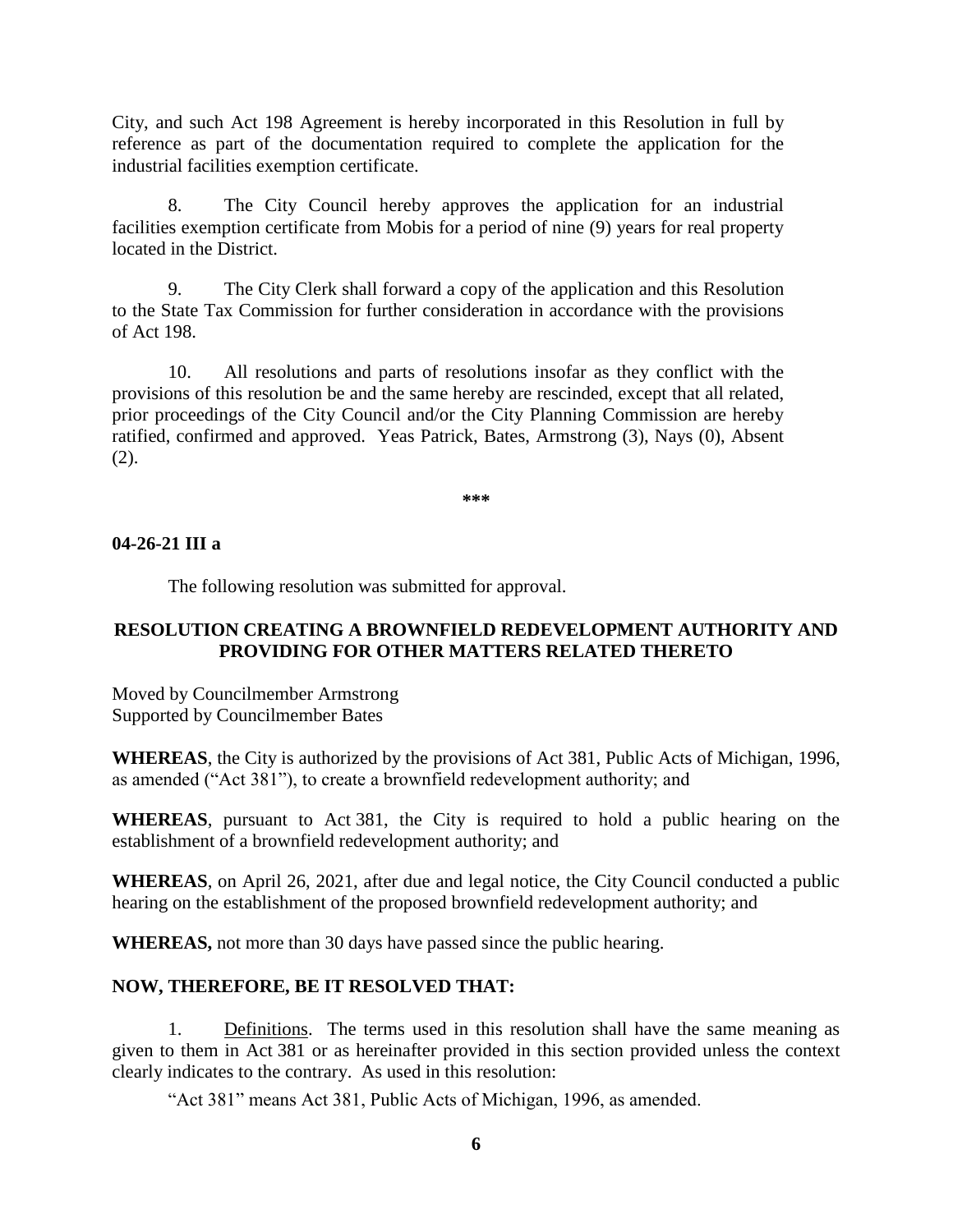City, and such Act 198 Agreement is hereby incorporated in this Resolution in full by reference as part of the documentation required to complete the application for the industrial facilities exemption certificate.

8. The City Council hereby approves the application for an industrial facilities exemption certificate from Mobis for a period of nine (9) years for real property located in the District.

9. The City Clerk shall forward a copy of the application and this Resolution to the State Tax Commission for further consideration in accordance with the provisions of Act 198.

10. All resolutions and parts of resolutions insofar as they conflict with the provisions of this resolution be and the same hereby are rescinded, except that all related, prior proceedings of the City Council and/or the City Planning Commission are hereby ratified, confirmed and approved. Yeas Patrick, Bates, Armstrong (3), Nays (0), Absent (2).

***

**04-26-21 III a**

The following resolution was submitted for approval.

**RESOLUTION CREATING A BROWNFIELD REDEVELOPMENT AUTHORITY AND PROVIDING FOR OTHER MATTERS RELATED THERETO**

Moved by Councilmember Armstrong
Supported by Councilmember Bates

**WHEREAS**, the City is authorized by the provisions of Act 381, Public Acts of Michigan, 1996, as amended ("Act 381"), to create a brownfield redevelopment authority; and

**WHEREAS**, pursuant to Act 381, the City is required to hold a public hearing on the establishment of a brownfield redevelopment authority; and

**WHEREAS**, on April 26, 2021, after due and legal notice, the City Council conducted a public hearing on the establishment of the proposed brownfield redevelopment authority; and

**WHEREAS,** not more than 30 days have passed since the public hearing.

**NOW, THEREFORE, BE IT RESOLVED THAT:**

1. Definitions. The terms used in this resolution shall have the same meaning as given to them in Act 381 or as hereinafter provided in this section provided unless the context clearly indicates to the contrary. As used in this resolution:

"Act 381" means Act 381, Public Acts of Michigan, 1996, as amended.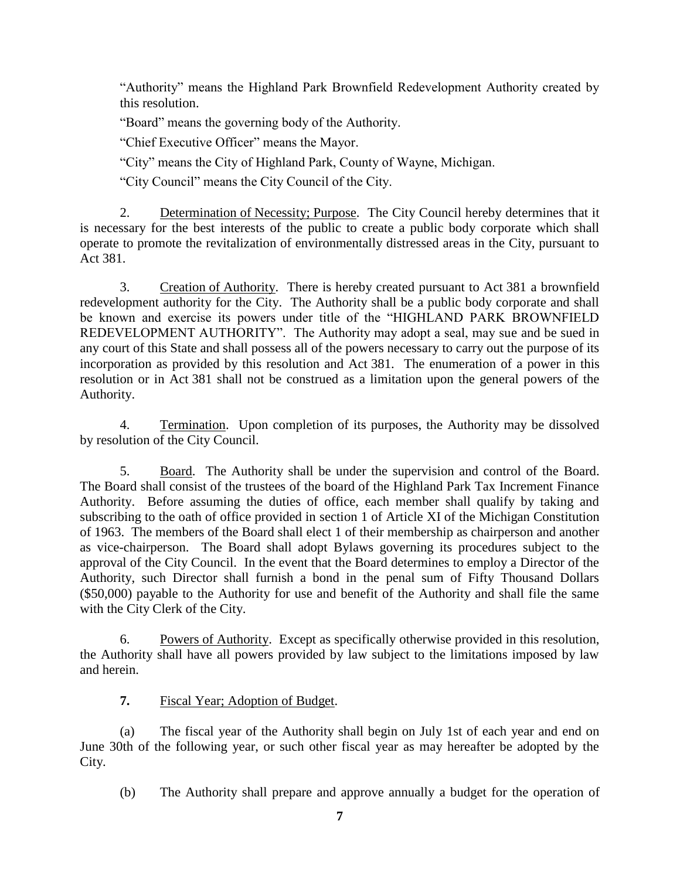"Authority" means the Highland Park Brownfield Redevelopment Authority created by this resolution.

"Board" means the governing body of the Authority.

"Chief Executive Officer" means the Mayor.

"City" means the City of Highland Park, County of Wayne, Michigan.

"City Council" means the City Council of the City.

2. Determination of Necessity; Purpose. The City Council hereby determines that it is necessary for the best interests of the public to create a public body corporate which shall operate to promote the revitalization of environmentally distressed areas in the City, pursuant to Act 381.

3. Creation of Authority. There is hereby created pursuant to Act 381 a brownfield redevelopment authority for the City. The Authority shall be a public body corporate and shall be known and exercise its powers under title of the "HIGHLAND PARK BROWNFIELD REDEVELOPMENT AUTHORITY". The Authority may adopt a seal, may sue and be sued in any court of this State and shall possess all of the powers necessary to carry out the purpose of its incorporation as provided by this resolution and Act 381. The enumeration of a power in this resolution or in Act 381 shall not be construed as a limitation upon the general powers of the Authority.

4. Termination. Upon completion of its purposes, the Authority may be dissolved by resolution of the City Council.

5. Board. The Authority shall be under the supervision and control of the Board. The Board shall consist of the trustees of the board of the Highland Park Tax Increment Finance Authority. Before assuming the duties of office, each member shall qualify by taking and subscribing to the oath of office provided in section 1 of Article XI of the Michigan Constitution of 1963. The members of the Board shall elect 1 of their membership as chairperson and another as vice-chairperson. The Board shall adopt Bylaws governing its procedures subject to the approval of the City Council. In the event that the Board determines to employ a Director of the Authority, such Director shall furnish a bond in the penal sum of Fifty Thousand Dollars ($50,000) payable to the Authority for use and benefit of the Authority and shall file the same with the City Clerk of the City.

6. Powers of Authority. Except as specifically otherwise provided in this resolution, the Authority shall have all powers provided by law subject to the limitations imposed by law and herein.

**7.** Fiscal Year; Adoption of Budget.

(a) The fiscal year of the Authority shall begin on July 1st of each year and end on June 30th of the following year, or such other fiscal year as may hereafter be adopted by the City.

(b) The Authority shall prepare and approve annually a budget for the operation of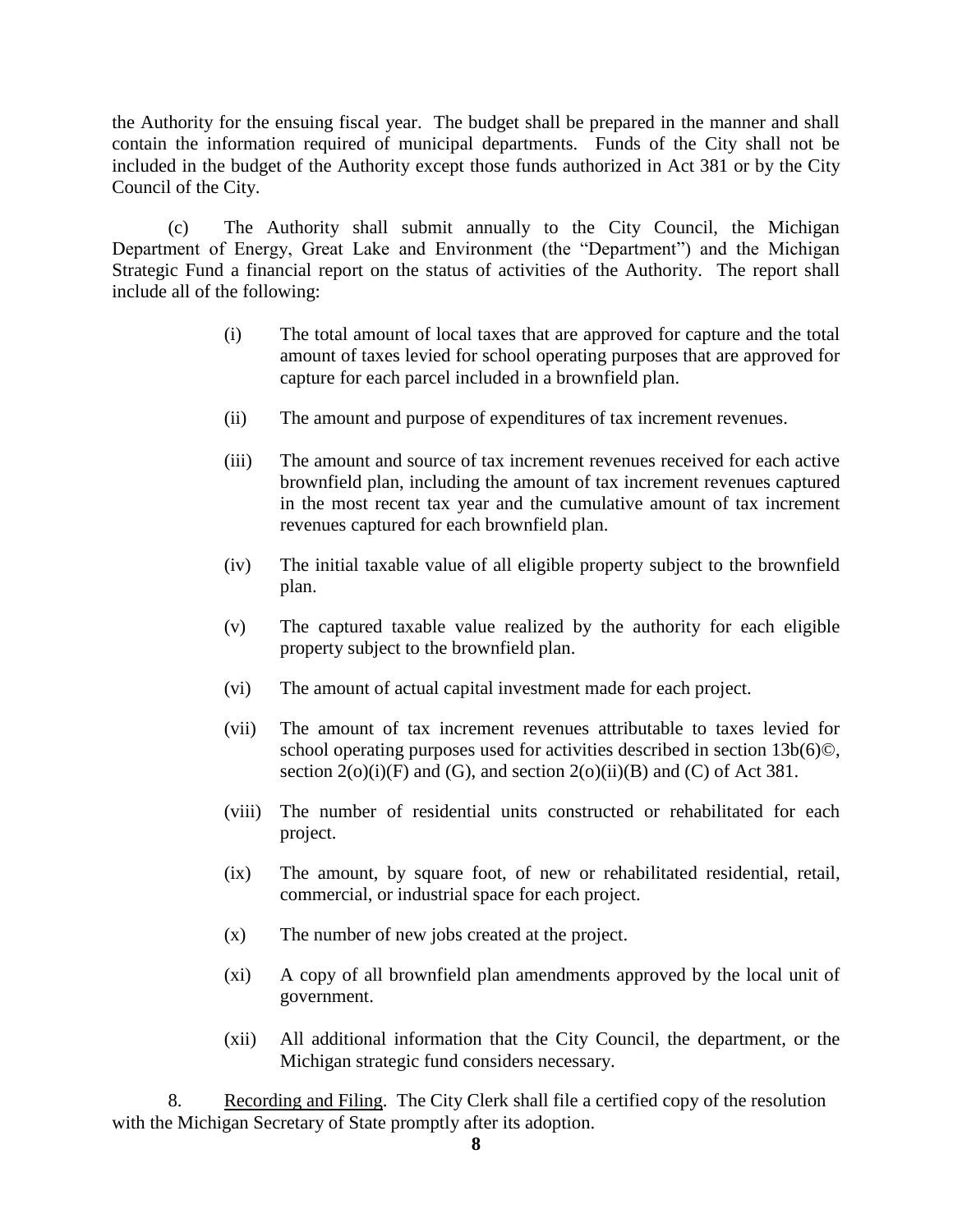the Authority for the ensuing fiscal year. The budget shall be prepared in the manner and shall contain the information required of municipal departments. Funds of the City shall not be included in the budget of the Authority except those funds authorized in Act 381 or by the City Council of the City.

(c) The Authority shall submit annually to the City Council, the Michigan Department of Energy, Great Lake and Environment (the "Department") and the Michigan Strategic Fund a financial report on the status of activities of the Authority. The report shall include all of the following:

(i) The total amount of local taxes that are approved for capture and the total amount of taxes levied for school operating purposes that are approved for capture for each parcel included in a brownfield plan.

(ii) The amount and purpose of expenditures of tax increment revenues.

(iii) The amount and source of tax increment revenues received for each active brownfield plan, including the amount of tax increment revenues captured in the most recent tax year and the cumulative amount of tax increment revenues captured for each brownfield plan.

(iv) The initial taxable value of all eligible property subject to the brownfield plan.

(v) The captured taxable value realized by the authority for each eligible property subject to the brownfield plan.

(vi) The amount of actual capital investment made for each project.

(vii) The amount of tax increment revenues attributable to taxes levied for school operating purposes used for activities described in section 13b(6)©, section 2(o)(i)(F) and (G), and section 2(o)(ii)(B) and (C) of Act 381.

(viii) The number of residential units constructed or rehabilitated for each project.

(ix) The amount, by square foot, of new or rehabilitated residential, retail, commercial, or industrial space for each project.

(x) The number of new jobs created at the project.

(xi) A copy of all brownfield plan amendments approved by the local unit of government.

(xii) All additional information that the City Council, the department, or the Michigan strategic fund considers necessary.

8. Recording and Filing. The City Clerk shall file a certified copy of the resolution with the Michigan Secretary of State promptly after its adoption.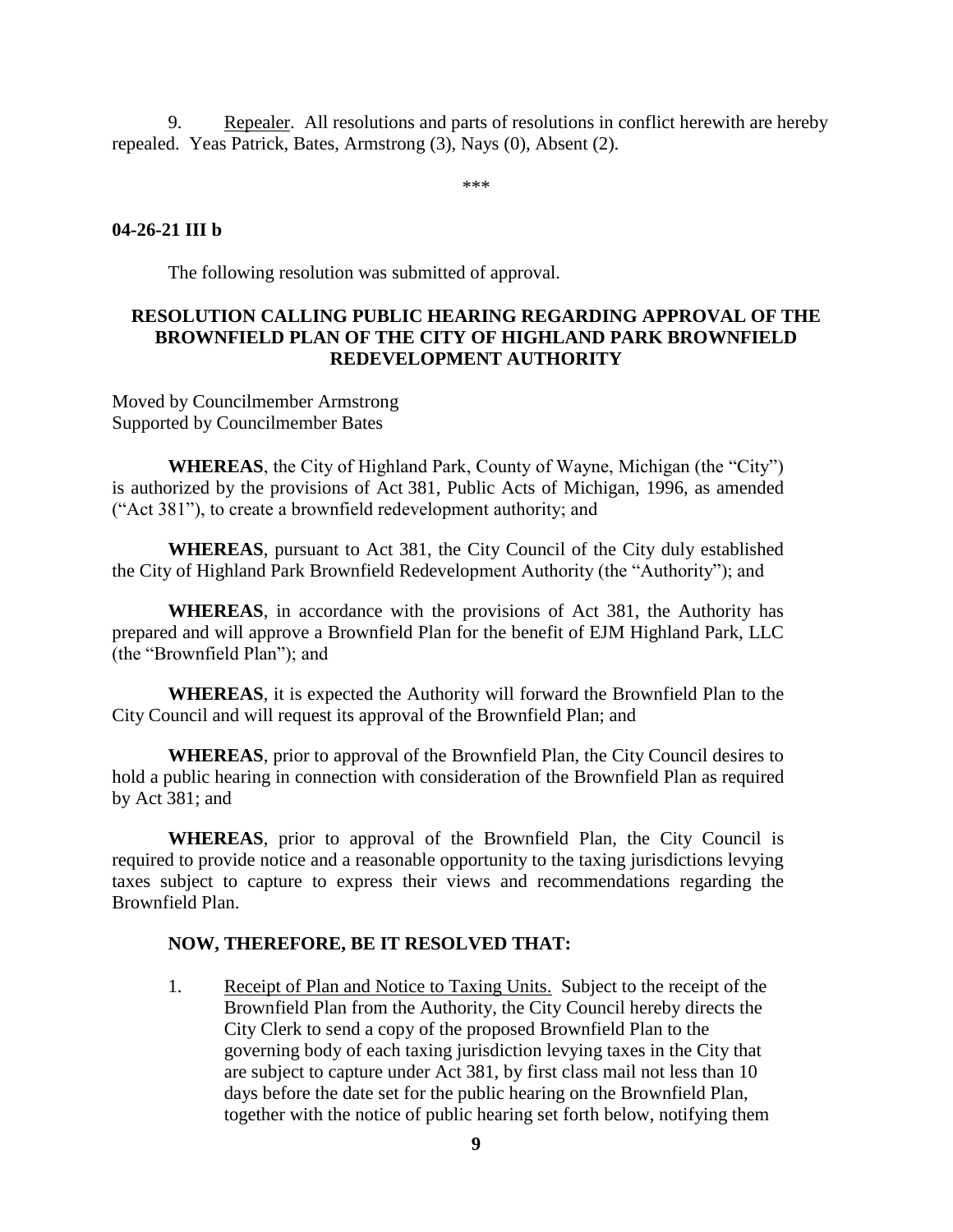9. Repealer. All resolutions and parts of resolutions in conflict herewith are hereby repealed. Yeas Patrick, Bates, Armstrong (3), Nays (0), Absent (2).

\*\*\*

**04-26-21 III b**

The following resolution was submitted of approval.

**RESOLUTION CALLING PUBLIC HEARING REGARDING APPROVAL OF THE BROWNFIELD PLAN OF THE CITY OF HIGHLAND PARK BROWNFIELD REDEVELOPMENT AUTHORITY**

Moved by Councilmember Armstrong
Supported by Councilmember Bates

**WHEREAS**, the City of Highland Park, County of Wayne, Michigan (the "City") is authorized by the provisions of Act 381, Public Acts of Michigan, 1996, as amended ("Act 381"), to create a brownfield redevelopment authority; and

**WHEREAS**, pursuant to Act 381, the City Council of the City duly established the City of Highland Park Brownfield Redevelopment Authority (the "Authority"); and

**WHEREAS**, in accordance with the provisions of Act 381, the Authority has prepared and will approve a Brownfield Plan for the benefit of EJM Highland Park, LLC (the "Brownfield Plan"); and

**WHEREAS**, it is expected the Authority will forward the Brownfield Plan to the City Council and will request its approval of the Brownfield Plan; and

**WHEREAS**, prior to approval of the Brownfield Plan, the City Council desires to hold a public hearing in connection with consideration of the Brownfield Plan as required by Act 381; and

**WHEREAS**, prior to approval of the Brownfield Plan, the City Council is required to provide notice and a reasonable opportunity to the taxing jurisdictions levying taxes subject to capture to express their views and recommendations regarding the Brownfield Plan.

**NOW, THEREFORE, BE IT RESOLVED THAT:**

1. Receipt of Plan and Notice to Taxing Units. Subject to the receipt of the Brownfield Plan from the Authority, the City Council hereby directs the City Clerk to send a copy of the proposed Brownfield Plan to the governing body of each taxing jurisdiction levying taxes in the City that are subject to capture under Act 381, by first class mail not less than 10 days before the date set for the public hearing on the Brownfield Plan, together with the notice of public hearing set forth below, notifying them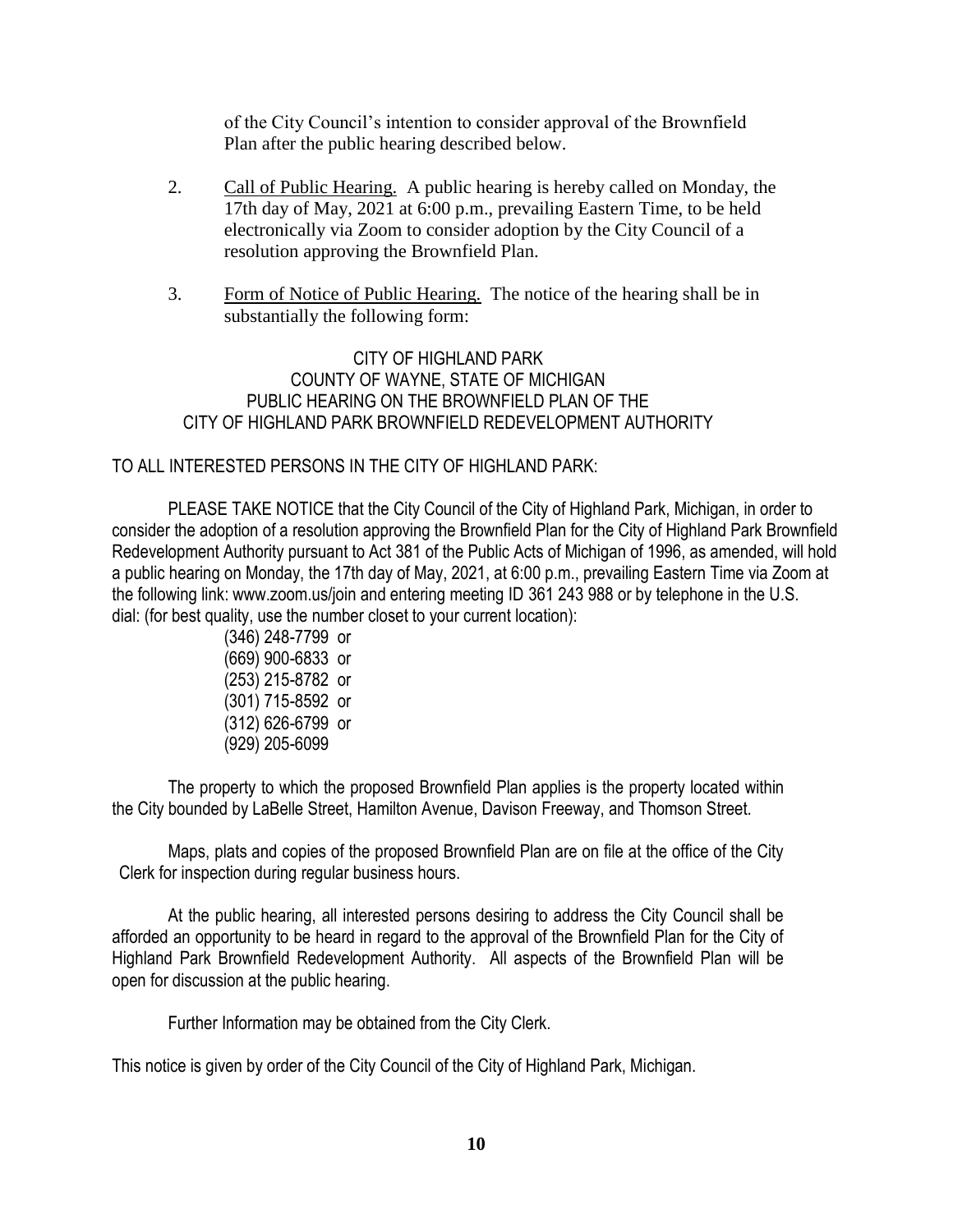of the City Council's intention to consider approval of the Brownfield Plan after the public hearing described below.

2. Call of Public Hearing. A public hearing is hereby called on Monday, the 17th day of May, 2021 at 6:00 p.m., prevailing Eastern Time, to be held electronically via Zoom to consider adoption by the City Council of a resolution approving the Brownfield Plan.

3. Form of Notice of Public Hearing. The notice of the hearing shall be in substantially the following form:

CITY OF HIGHLAND PARK
COUNTY OF WAYNE, STATE OF MICHIGAN
PUBLIC HEARING ON THE BROWNFIELD PLAN OF THE
CITY OF HIGHLAND PARK BROWNFIELD REDEVELOPMENT AUTHORITY

TO ALL INTERESTED PERSONS IN THE CITY OF HIGHLAND PARK:

PLEASE TAKE NOTICE that the City Council of the City of Highland Park, Michigan, in order to consider the adoption of a resolution approving the Brownfield Plan for the City of Highland Park Brownfield Redevelopment Authority pursuant to Act 381 of the Public Acts of Michigan of 1996, as amended, will hold a public hearing on Monday, the 17th day of May, 2021, at 6:00 p.m., prevailing Eastern Time via Zoom at the following link: www.zoom.us/join and entering meeting ID 361 243 988 or by telephone in the U.S. dial: (for best quality, use the number closet to your current location):

(346) 248-7799 or
(669) 900-6833 or
(253) 215-8782 or
(301) 715-8592 or
(312) 626-6799 or
(929) 205-6099

The property to which the proposed Brownfield Plan applies is the property located within the City bounded by LaBelle Street, Hamilton Avenue, Davison Freeway, and Thomson Street.

Maps, plats and copies of the proposed Brownfield Plan are on file at the office of the City Clerk for inspection during regular business hours.

At the public hearing, all interested persons desiring to address the City Council shall be afforded an opportunity to be heard in regard to the approval of the Brownfield Plan for the City of Highland Park Brownfield Redevelopment Authority. All aspects of the Brownfield Plan will be open for discussion at the public hearing.

Further Information may be obtained from the City Clerk.

This notice is given by order of the City Council of the City of Highland Park, Michigan.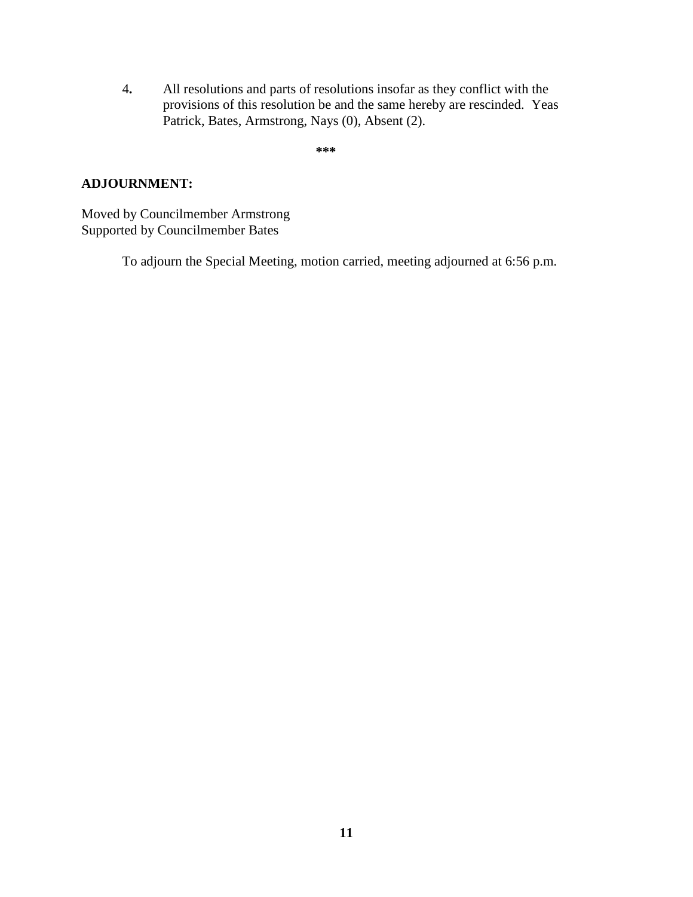4. All resolutions and parts of resolutions insofar as they conflict with the provisions of this resolution be and the same hereby are rescinded. Yeas Patrick, Bates, Armstrong, Nays (0), Absent (2).

***

**ADJOURNMENT:**

Moved by Councilmember Armstrong
Supported by Councilmember Bates

To adjourn the Special Meeting, motion carried, meeting adjourned at 6:56 p.m.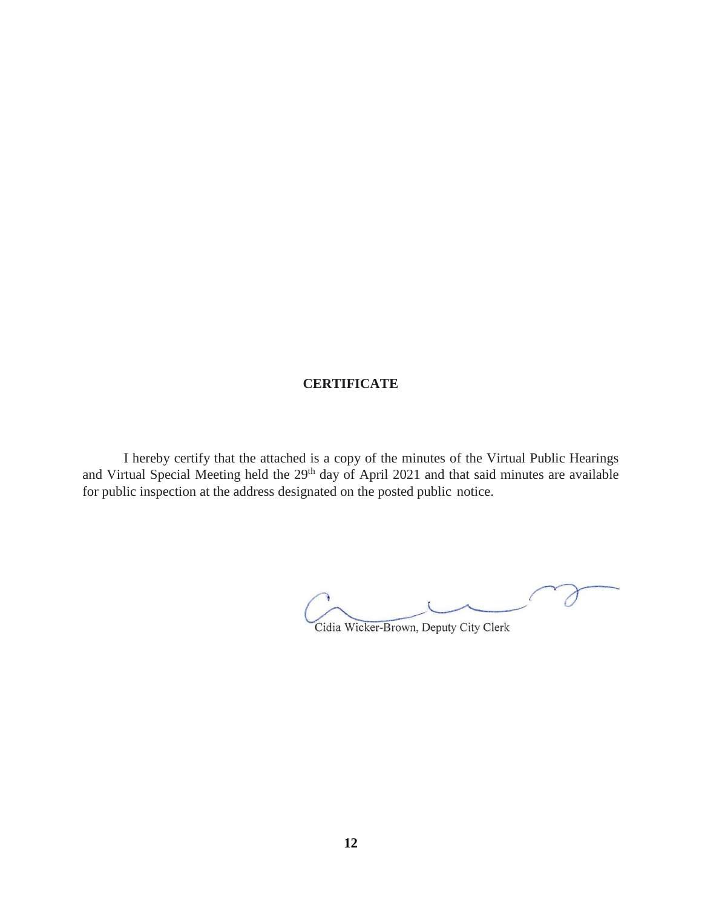## CERTIFICATE

I hereby certify that the attached is a copy of the minutes of the Virtual Public Hearings and Virtual Special Meeting held the 29th day of April 2021 and that said minutes are available for public inspection at the address designated on the posted public notice.

Cidia Wicker-Brown, Deputy City Clerk